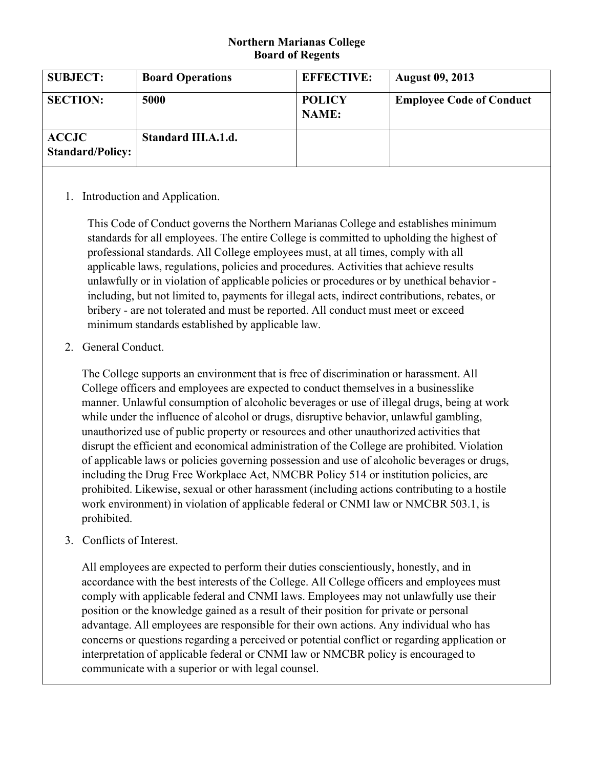**Northern Marianas College**
**Board of Regents**

| **SUBJECT:** | **Board Operations** | **EFFECTIVE:** | **August 09, 2013** |
|---|---|---|---|
| **SECTION:** | **5000** | **POLICY NAME:** | **Employee Code of Conduct** |
| **ACCJC Standard/Policy:** | **Standard III.A.1.d.** | | |

1. Introduction and Application.

   This Code of Conduct governs the Northern Marianas College and establishes minimum standards for all employees. The entire College is committed to upholding the highest of professional standards. All College employees must, at all times, comply with all applicable laws, regulations, policies and procedures. Activities that achieve results unlawfully or in violation of applicable policies or procedures or by unethical behavior - including, but not limited to, payments for illegal acts, indirect contributions, rebates, or bribery - are not tolerated and must be reported. All conduct must meet or exceed minimum standards established by applicable law.

2. General Conduct.

   The College supports an environment that is free of discrimination or harassment. All College officers and employees are expected to conduct themselves in a businesslike manner. Unlawful consumption of alcoholic beverages or use of illegal drugs, being at work while under the influence of alcohol or drugs, disruptive behavior, unlawful gambling, unauthorized use of public property or resources and other unauthorized activities that disrupt the efficient and economical administration of the College are prohibited. Violation of applicable laws or policies governing possession and use of alcoholic beverages or drugs, including the Drug Free Workplace Act, NMCBR Policy 514 or institution policies, are prohibited. Likewise, sexual or other harassment (including actions contributing to a hostile work environment) in violation of applicable federal or CNMI law or NMCBR 503.1, is prohibited.

3. Conflicts of Interest.

   All employees are expected to perform their duties conscientiously, honestly, and in accordance with the best interests of the College. All College officers and employees must comply with applicable federal and CNMI laws. Employees may not unlawfully use their position or the knowledge gained as a result of their position for private or personal advantage. All employees are responsible for their own actions. Any individual who has concerns or questions regarding a perceived or potential conflict or regarding application or interpretation of applicable federal or CNMI law or NMCBR policy is encouraged to communicate with a superior or with legal counsel.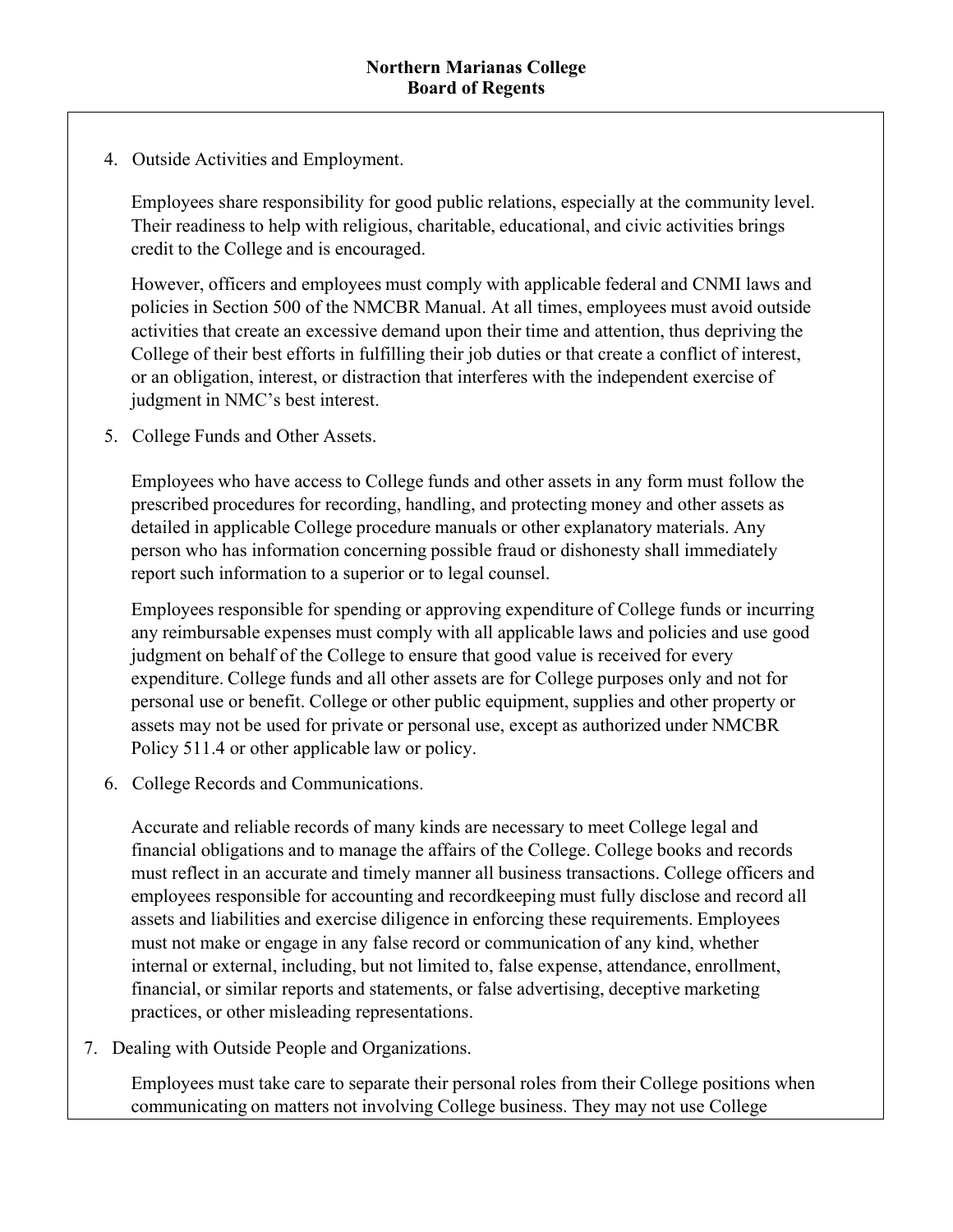4. Outside Activities and Employment.

   Employees share responsibility for good public relations, especially at the community level. Their readiness to help with religious, charitable, educational, and civic activities brings credit to the College and is encouraged.

   However, officers and employees must comply with applicable federal and CNMI laws and policies in Section 500 of the NMCBR Manual. At all times, employees must avoid outside activities that create an excessive demand upon their time and attention, thus depriving the College of their best efforts in fulfilling their job duties or that create a conflict of interest, or an obligation, interest, or distraction that interferes with the independent exercise of judgment in NMC's best interest.

5. College Funds and Other Assets.

   Employees who have access to College funds and other assets in any form must follow the prescribed procedures for recording, handling, and protecting money and other assets as detailed in applicable College procedure manuals or other explanatory materials. Any person who has information concerning possible fraud or dishonesty shall immediately report such information to a superior or to legal counsel.

   Employees responsible for spending or approving expenditure of College funds or incurring any reimbursable expenses must comply with all applicable laws and policies and use good judgment on behalf of the College to ensure that good value is received for every expenditure. College funds and all other assets are for College purposes only and not for personal use or benefit. College or other public equipment, supplies and other property or assets may not be used for private or personal use, except as authorized under NMCBR Policy 511.4 or other applicable law or policy.

6. College Records and Communications.

   Accurate and reliable records of many kinds are necessary to meet College legal and financial obligations and to manage the affairs of the College. College books and records must reflect in an accurate and timely manner all business transactions. College officers and employees responsible for accounting and recordkeeping must fully disclose and record all assets and liabilities and exercise diligence in enforcing these requirements. Employees must not make or engage in any false record or communication of any kind, whether internal or external, including, but not limited to, false expense, attendance, enrollment, financial, or similar reports and statements, or false advertising, deceptive marketing practices, or other misleading representations.

7. Dealing with Outside People and Organizations.

   Employees must take care to separate their personal roles from their College positions when communicating on matters not involving College business. They may not use College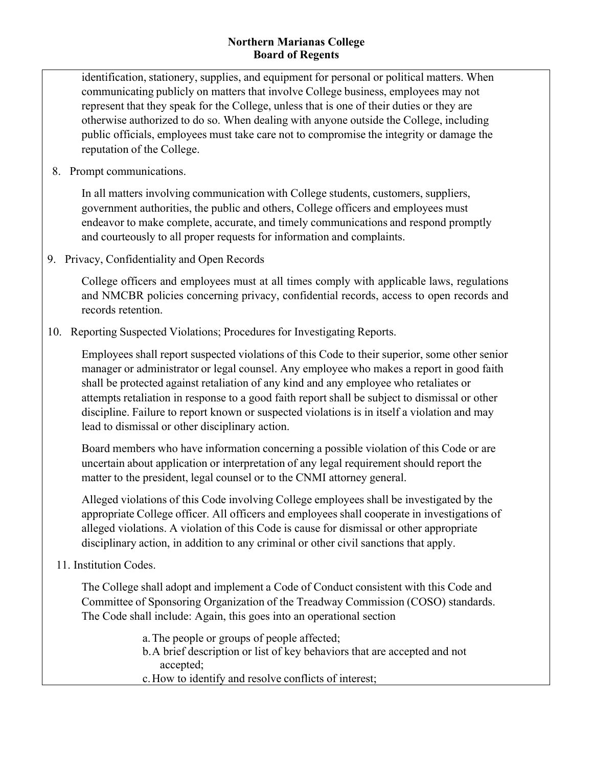identification, stationery, supplies, and equipment for personal or political matters. When communicating publicly on matters that involve College business, employees may not represent that they speak for the College, unless that is one of their duties or they are otherwise authorized to do so. When dealing with anyone outside the College, including public officials, employees must take care not to compromise the integrity or damage the reputation of the College.

8. Prompt communications.

   In all matters involving communication with College students, customers, suppliers, government authorities, the public and others, College officers and employees must endeavor to make complete, accurate, and timely communications and respond promptly and courteously to all proper requests for information and complaints.

9. Privacy, Confidentiality and Open Records

   College officers and employees must at all times comply with applicable laws, regulations and NMCBR policies concerning privacy, confidential records, access to open records and records retention.

10. Reporting Suspected Violations; Procedures for Investigating Reports.

    Employees shall report suspected violations of this Code to their superior, some other senior manager or administrator or legal counsel. Any employee who makes a report in good faith shall be protected against retaliation of any kind and any employee who retaliates or attempts retaliation in response to a good faith report shall be subject to dismissal or other discipline. Failure to report known or suspected violations is in itself a violation and may lead to dismissal or other disciplinary action.

    Board members who have information concerning a possible violation of this Code or are uncertain about application or interpretation of any legal requirement should report the matter to the president, legal counsel or to the CNMI attorney general.

    Alleged violations of this Code involving College employees shall be investigated by the appropriate College officer. All officers and employees shall cooperate in investigations of alleged violations. A violation of this Code is cause for dismissal or other appropriate disciplinary action, in addition to any criminal or other civil sanctions that apply.

11. Institution Codes.

    The College shall adopt and implement a Code of Conduct consistent with this Code and Committee of Sponsoring Organization of the Treadway Commission (COSO) standards. The Code shall include: Again, this goes into an operational section

    a. The people or groups of people affected;
    b. A brief description or list of key behaviors that are accepted and not accepted;
    c. How to identify and resolve conflicts of interest;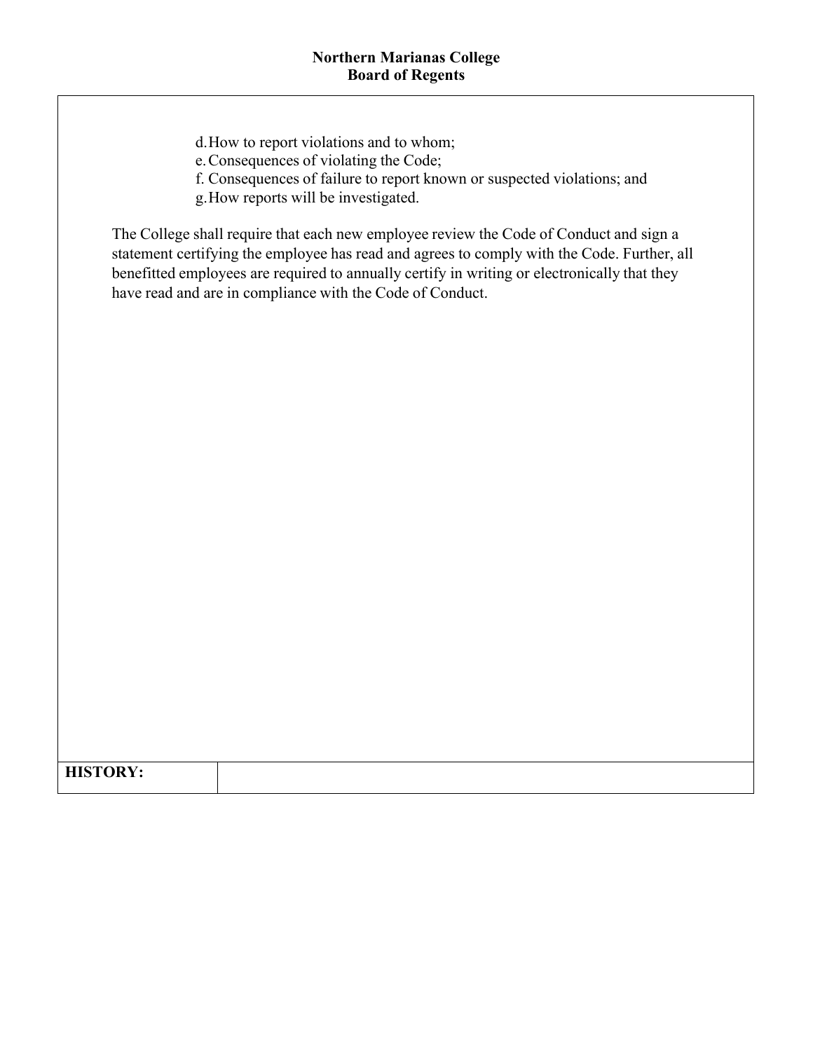d. How to report violations and to whom;
e. Consequences of violating the Code;
f. Consequences of failure to report known or suspected violations; and
g. How reports will be investigated.

The College shall require that each new employee review the Code of Conduct and sign a statement certifying the employee has read and agrees to comply with the Code. Further, all benefitted employees are required to annually certify in writing or electronically that they have read and are in compliance with the Code of Conduct.

| | |
|---|---|
| **HISTORY:** | |